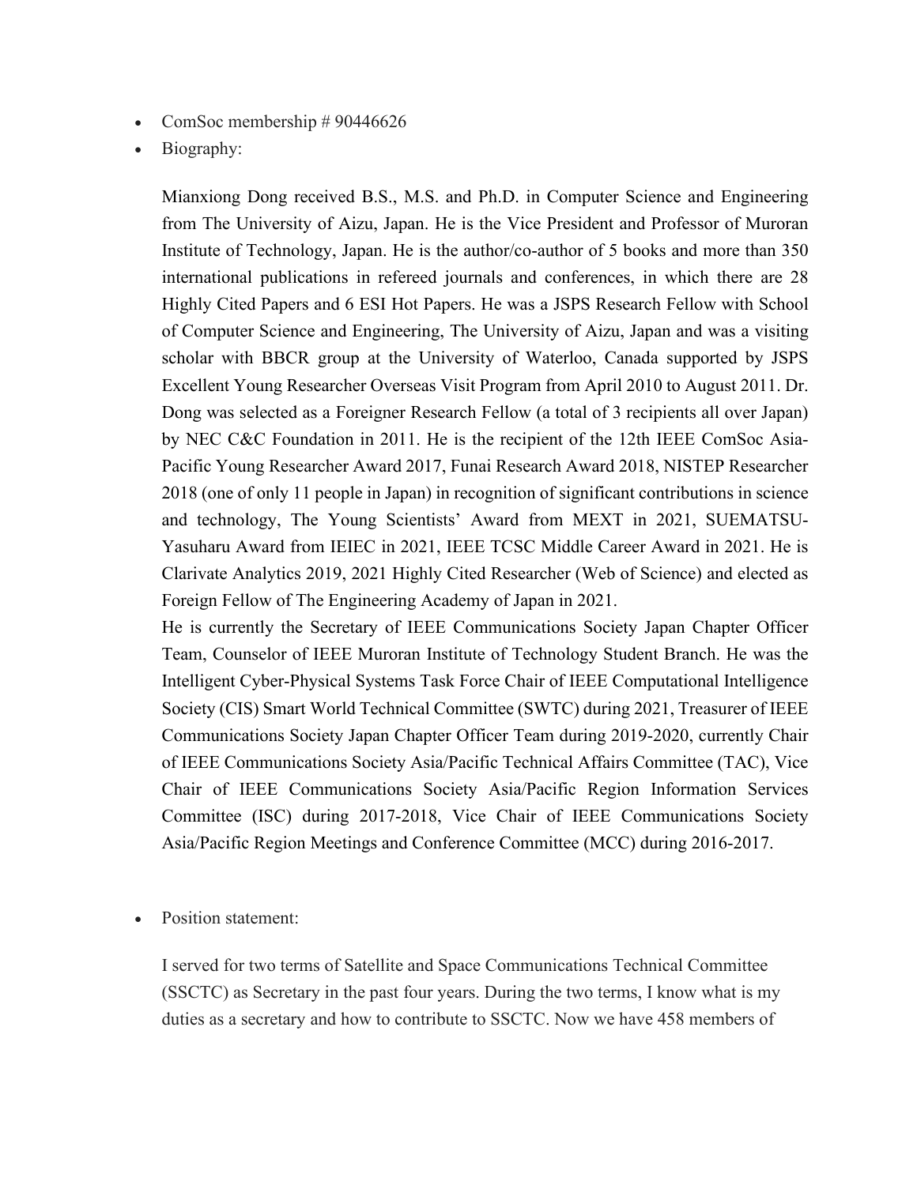- ComSoc membership # 90446626
- Biography:

  Mianxiong Dong received B.S., M.S. and Ph.D. in Computer Science and Engineering from The University of Aizu, Japan. He is the Vice President and Professor of Muroran Institute of Technology, Japan. He is the author/co-author of 5 books and more than 350 international publications in refereed journals and conferences, in which there are 28 Highly Cited Papers and 6 ESI Hot Papers. He was a JSPS Research Fellow with School of Computer Science and Engineering, The University of Aizu, Japan and was a visiting scholar with BBCR group at the University of Waterloo, Canada supported by JSPS Excellent Young Researcher Overseas Visit Program from April 2010 to August 2011. Dr. Dong was selected as a Foreigner Research Fellow (a total of 3 recipients all over Japan) by NEC C&C Foundation in 2011. He is the recipient of the 12th IEEE ComSoc Asia-Pacific Young Researcher Award 2017, Funai Research Award 2018, NISTEP Researcher 2018 (one of only 11 people in Japan) in recognition of significant contributions in science and technology, The Young Scientists' Award from MEXT in 2021, SUEMATSU-Yasuharu Award from IEIEC in 2021, IEEE TCSC Middle Career Award in 2021. He is Clarivate Analytics 2019, 2021 Highly Cited Researcher (Web of Science) and elected as Foreign Fellow of The Engineering Academy of Japan in 2021.

  He is currently the Secretary of IEEE Communications Society Japan Chapter Officer Team, Counselor of IEEE Muroran Institute of Technology Student Branch. He was the Intelligent Cyber-Physical Systems Task Force Chair of IEEE Computational Intelligence Society (CIS) Smart World Technical Committee (SWTC) during 2021, Treasurer of IEEE Communications Society Japan Chapter Officer Team during 2019-2020, currently Chair of IEEE Communications Society Asia/Pacific Technical Affairs Committee (TAC), Vice Chair of IEEE Communications Society Asia/Pacific Region Information Services Committee (ISC) during 2017-2018, Vice Chair of IEEE Communications Society Asia/Pacific Region Meetings and Conference Committee (MCC) during 2016-2017.

- Position statement:

  I served for two terms of Satellite and Space Communications Technical Committee (SSCTC) as Secretary in the past four years. During the two terms, I know what is my duties as a secretary and how to contribute to SSCTC. Now we have 458 members of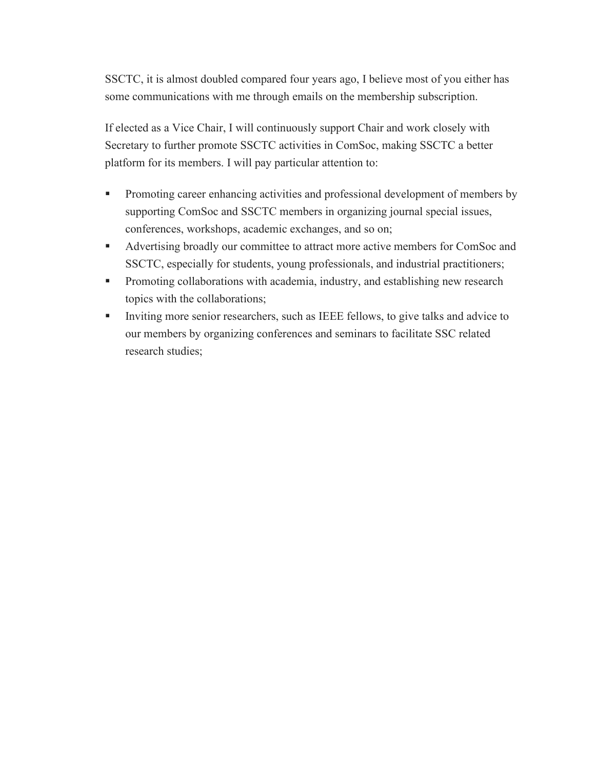SSCTC, it is almost doubled compared four years ago, I believe most of you either has some communications with me through emails on the membership subscription.

If elected as a Vice Chair, I will continuously support Chair and work closely with Secretary to further promote SSCTC activities in ComSoc, making SSCTC a better platform for its members. I will pay particular attention to:

- Promoting career enhancing activities and professional development of members by supporting ComSoc and SSCTC members in organizing journal special issues, conferences, workshops, academic exchanges, and so on;
- Advertising broadly our committee to attract more active members for ComSoc and SSCTC, especially for students, young professionals, and industrial practitioners;
- Promoting collaborations with academia, industry, and establishing new research topics with the collaborations;
- Inviting more senior researchers, such as IEEE fellows, to give talks and advice to our members by organizing conferences and seminars to facilitate SSC related research studies;